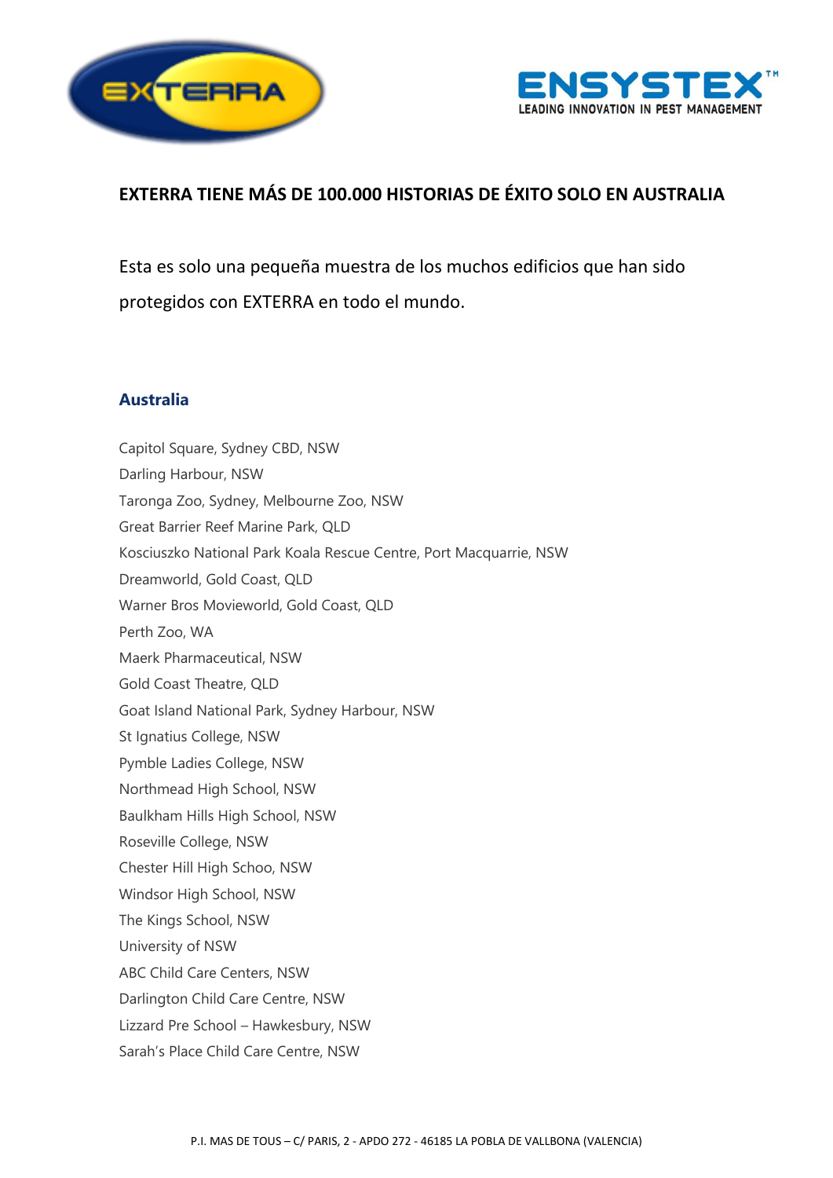**EXTERRA TIENE MÁS DE 100.000 HISTORIAS DE ÉXITO SOLO EN AUSTRALIA**

Esta es solo una pequeña muestra de los muchos edificios que han sido protegidos con EXTERRA en todo el mundo.

## Australia

Capitol Square, Sydney CBD, NSW
Darling Harbour, NSW
Taronga Zoo, Sydney, Melbourne Zoo, NSW
Great Barrier Reef Marine Park, QLD
Kosciuszko National Park Koala Rescue Centre, Port Macquarrie, NSW
Dreamworld, Gold Coast, QLD
Warner Bros Movieworld, Gold Coast, QLD
Perth Zoo, WA
Maerk Pharmaceutical, NSW
Gold Coast Theatre, QLD
Goat Island National Park, Sydney Harbour, NSW
St Ignatius College, NSW
Pymble Ladies College, NSW
Northmead High School, NSW
Baulkham Hills High School, NSW
Roseville College, NSW
Chester Hill High Schoo, NSW
Windsor High School, NSW
The Kings School, NSW
University of NSW
ABC Child Care Centers, NSW
Darlington Child Care Centre, NSW
Lizzard Pre School – Hawkesbury, NSW
Sarah's Place Child Care Centre, NSW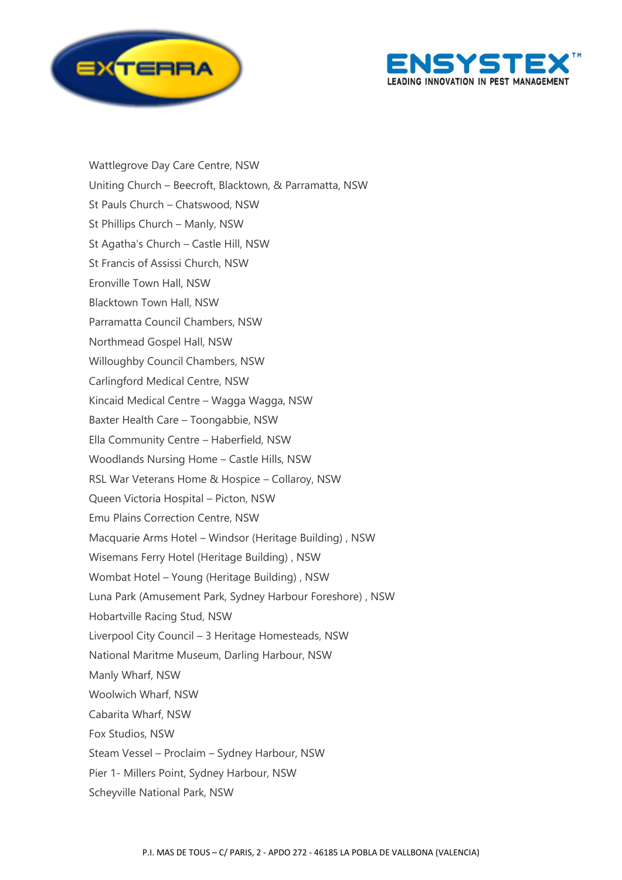Wattlegrove Day Care Centre, NSW

Uniting Church – Beecroft, Blacktown, & Parramatta, NSW

St Pauls Church – Chatswood, NSW

St Phillips Church – Manly, NSW

St Agatha's Church – Castle Hill, NSW

St Francis of Assissi Church, NSW

Eronville Town Hall, NSW

Blacktown Town Hall, NSW

Parramatta Council Chambers, NSW

Northmead Gospel Hall, NSW

Willoughby Council Chambers, NSW

Carlingford Medical Centre, NSW

Kincaid Medical Centre – Wagga Wagga, NSW

Baxter Health Care – Toongabbie, NSW

Ella Community Centre – Haberfield, NSW

Woodlands Nursing Home – Castle Hills, NSW

RSL War Veterans Home & Hospice – Collaroy, NSW

Queen Victoria Hospital – Picton, NSW

Emu Plains Correction Centre, NSW

Macquarie Arms Hotel – Windsor (Heritage Building) , NSW

Wisemans Ferry Hotel (Heritage Building) , NSW

Wombat Hotel – Young (Heritage Building) , NSW

Luna Park (Amusement Park, Sydney Harbour Foreshore) , NSW

Hobartville Racing Stud, NSW

Liverpool City Council – 3 Heritage Homesteads, NSW

National Maritme Museum, Darling Harbour, NSW

Manly Wharf, NSW

Woolwich Wharf, NSW

Cabarita Wharf, NSW

Fox Studios, NSW

Steam Vessel – Proclaim – Sydney Harbour, NSW

Pier 1- Millers Point, Sydney Harbour, NSW

Scheyville National Park, NSW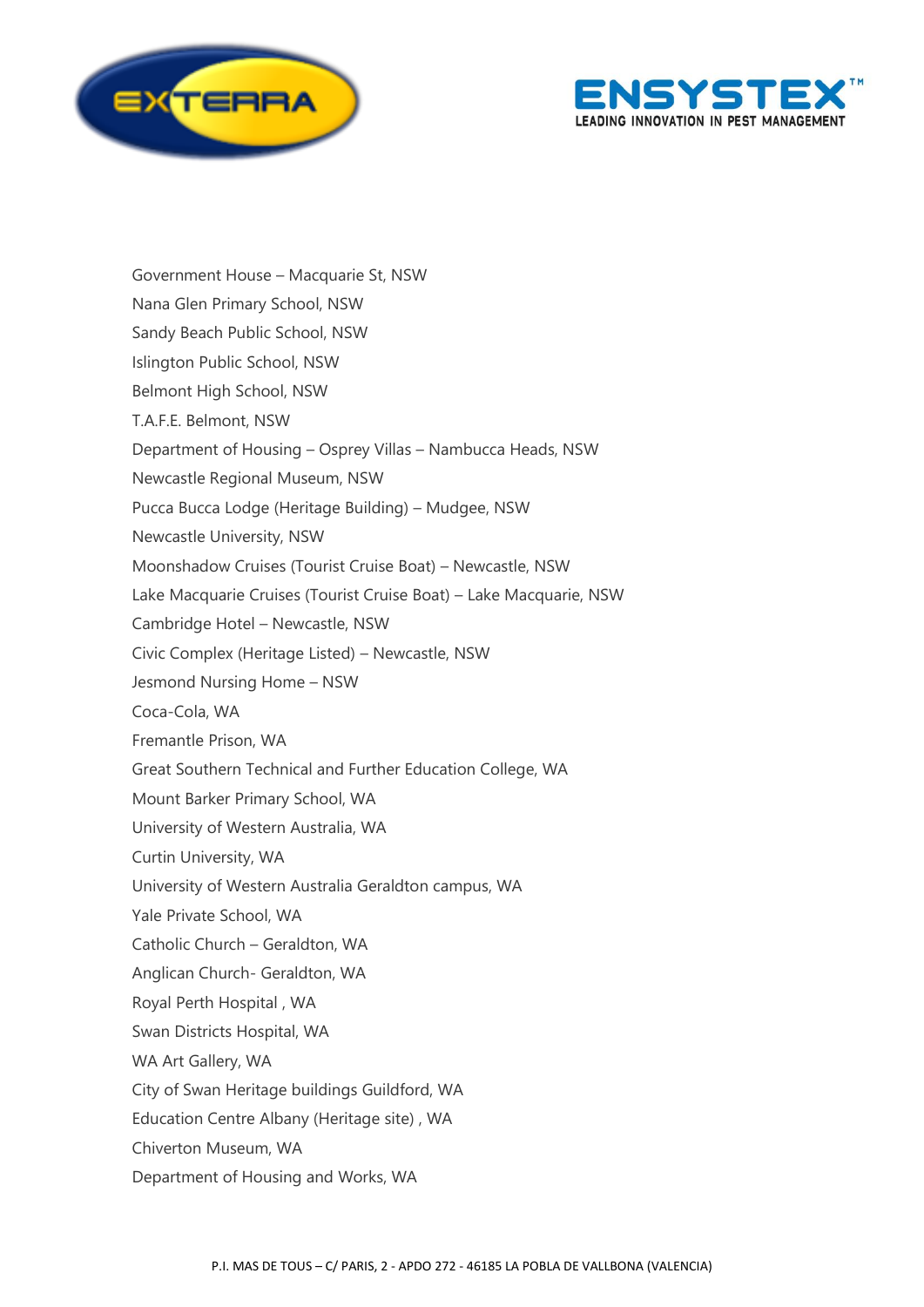Government House – Macquarie St, NSW

Nana Glen Primary School, NSW

Sandy Beach Public School, NSW

Islington Public School, NSW

Belmont High School, NSW

T.A.F.E. Belmont, NSW

Department of Housing – Osprey Villas – Nambucca Heads, NSW

Newcastle Regional Museum, NSW

Pucca Bucca Lodge (Heritage Building) – Mudgee, NSW

Newcastle University, NSW

Moonshadow Cruises (Tourist Cruise Boat) – Newcastle, NSW

Lake Macquarie Cruises (Tourist Cruise Boat) – Lake Macquarie, NSW

Cambridge Hotel – Newcastle, NSW

Civic Complex (Heritage Listed) – Newcastle, NSW

Jesmond Nursing Home – NSW

Coca-Cola, WA

Fremantle Prison, WA

Great Southern Technical and Further Education College, WA

Mount Barker Primary School, WA

University of Western Australia, WA

Curtin University, WA

University of Western Australia Geraldton campus, WA

Yale Private School, WA

Catholic Church – Geraldton, WA

Anglican Church- Geraldton, WA

Royal Perth Hospital , WA

Swan Districts Hospital, WA

WA Art Gallery, WA

City of Swan Heritage buildings Guildford, WA

Education Centre Albany (Heritage site) , WA

Chiverton Museum, WA

Department of Housing and Works, WA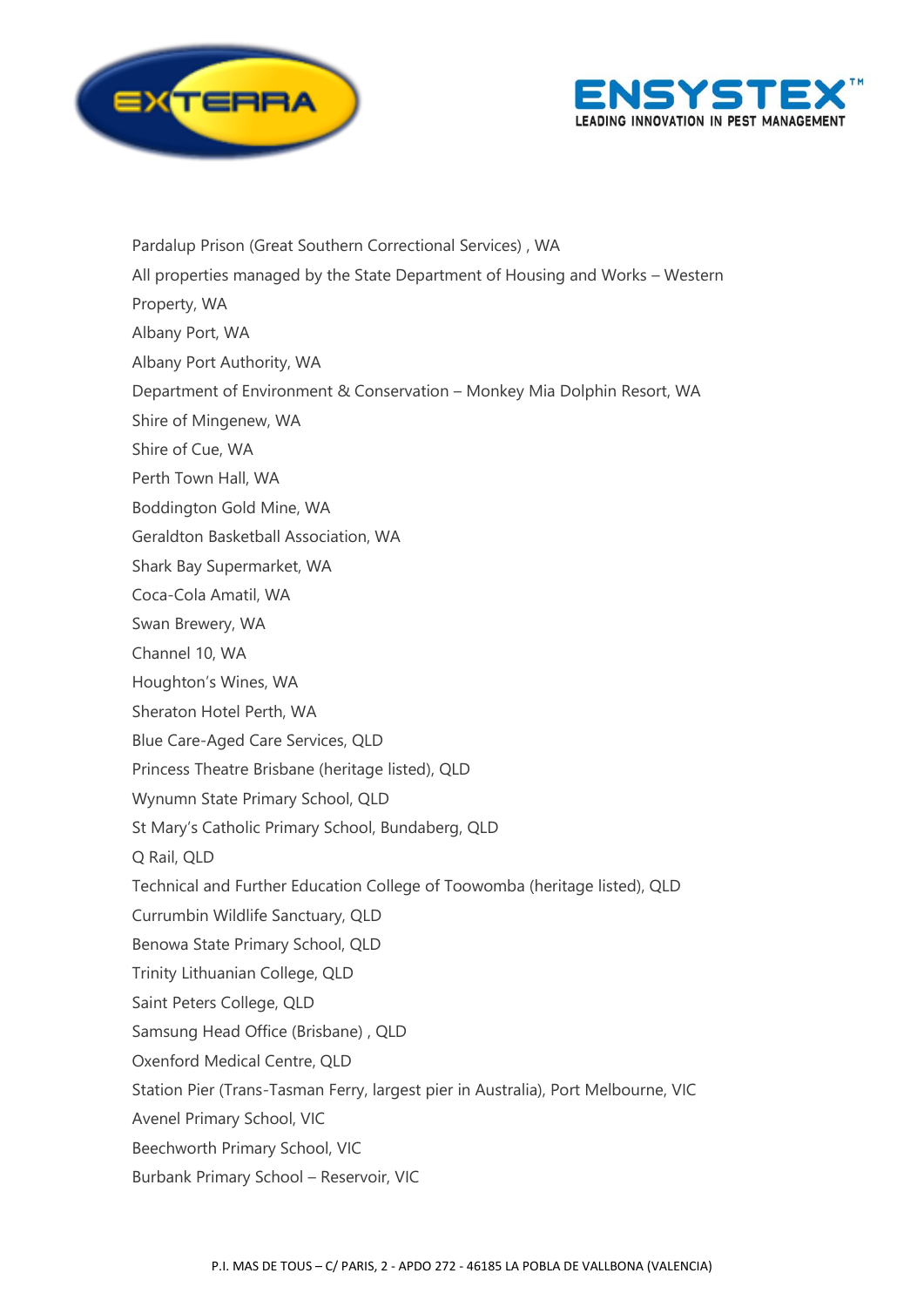Pardalup Prison (Great Southern Correctional Services) , WA

All properties managed by the State Department of Housing and Works – Western Property, WA

Albany Port, WA

Albany Port Authority, WA

Department of Environment & Conservation – Monkey Mia Dolphin Resort, WA

Shire of Mingenew, WA

Shire of Cue, WA

Perth Town Hall, WA

Boddington Gold Mine, WA

Geraldton Basketball Association, WA

Shark Bay Supermarket, WA

Coca-Cola Amatil, WA

Swan Brewery, WA

Channel 10, WA

Houghton's Wines, WA

Sheraton Hotel Perth, WA

Blue Care-Aged Care Services, QLD

Princess Theatre Brisbane (heritage listed), QLD

Wynumn State Primary School, QLD

St Mary's Catholic Primary School, Bundaberg, QLD

Q Rail, QLD

Technical and Further Education College of Toowomba (heritage listed), QLD

Currumbin Wildlife Sanctuary, QLD

Benowa State Primary School, QLD

Trinity Lithuanian College, QLD

Saint Peters College, QLD

Samsung Head Office (Brisbane) , QLD

Oxenford Medical Centre, QLD

Station Pier (Trans-Tasman Ferry, largest pier in Australia), Port Melbourne, VIC

Avenel Primary School, VIC

Beechworth Primary School, VIC

Burbank Primary School – Reservoir, VIC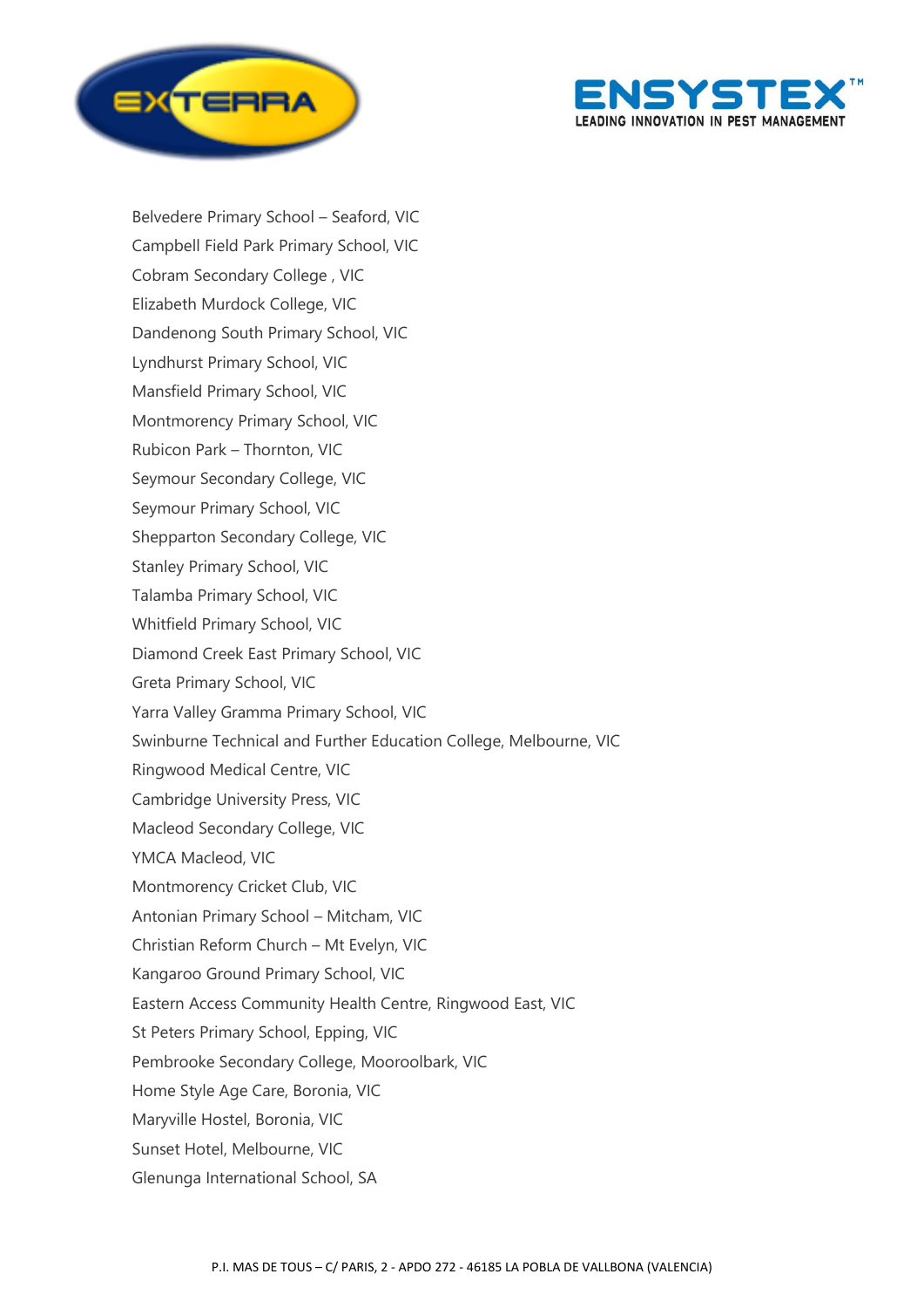Belvedere Primary School – Seaford, VIC
Campbell Field Park Primary School, VIC
Cobram Secondary College , VIC
Elizabeth Murdock College, VIC
Dandenong South Primary School, VIC
Lyndhurst Primary School, VIC
Mansfield Primary School, VIC
Montmorency Primary School, VIC
Rubicon Park – Thornton, VIC
Seymour Secondary College, VIC
Seymour Primary School, VIC
Shepparton Secondary College, VIC
Stanley Primary School, VIC
Talamba Primary School, VIC
Whitfield Primary School, VIC
Diamond Creek East Primary School, VIC
Greta Primary School, VIC
Yarra Valley Gramma Primary School, VIC
Swinburne Technical and Further Education College, Melbourne, VIC
Ringwood Medical Centre, VIC
Cambridge University Press, VIC
Macleod Secondary College, VIC
YMCA Macleod, VIC
Montmorency Cricket Club, VIC
Antonian Primary School – Mitcham, VIC
Christian Reform Church – Mt Evelyn, VIC
Kangaroo Ground Primary School, VIC
Eastern Access Community Health Centre, Ringwood East, VIC
St Peters Primary School, Epping, VIC
Pembrooke Secondary College, Mooroolbark, VIC
Home Style Age Care, Boronia, VIC
Maryville Hostel, Boronia, VIC
Sunset Hotel, Melbourne, VIC
Glenunga International School, SA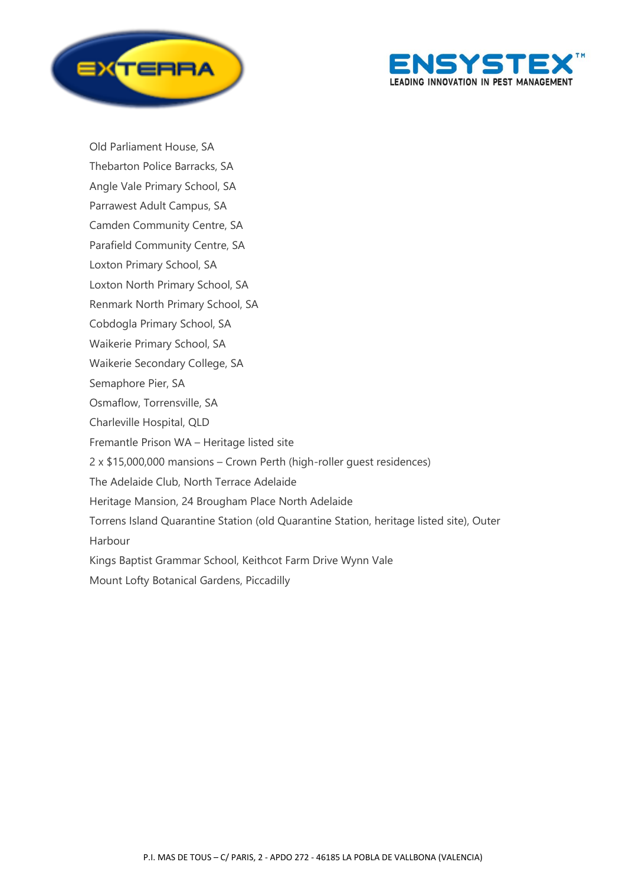Old Parliament House, SA

Thebarton Police Barracks, SA

Angle Vale Primary School, SA

Parrawest Adult Campus, SA

Camden Community Centre, SA

Parafield Community Centre, SA

Loxton Primary School, SA

Loxton North Primary School, SA

Renmark North Primary School, SA

Cobdogla Primary School, SA

Waikerie Primary School, SA

Waikerie Secondary College, SA

Semaphore Pier, SA

Osmaflow, Torrensville, SA

Charleville Hospital, QLD

Fremantle Prison WA – Heritage listed site

2 x $15,000,000 mansions – Crown Perth (high-roller guest residences)

The Adelaide Club, North Terrace Adelaide

Heritage Mansion, 24 Brougham Place North Adelaide

Torrens Island Quarantine Station (old Quarantine Station, heritage listed site), Outer Harbour

Kings Baptist Grammar School, Keithcot Farm Drive Wynn Vale

Mount Lofty Botanical Gardens, Piccadilly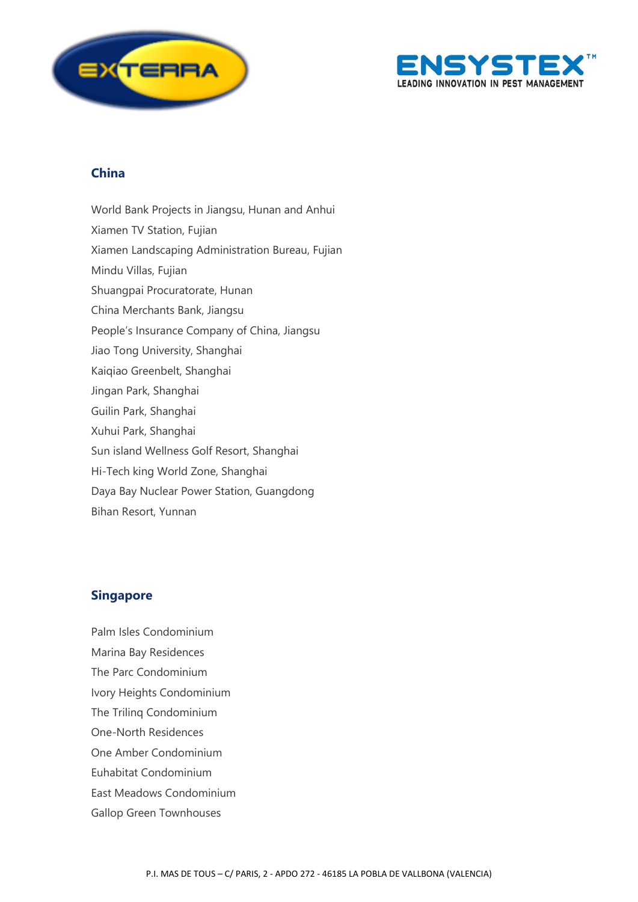## China

World Bank Projects in Jiangsu, Hunan and Anhui
Xiamen TV Station, Fujian
Xiamen Landscaping Administration Bureau, Fujian
Mindu Villas, Fujian
Shuangpai Procuratorate, Hunan
China Merchants Bank, Jiangsu
People's Insurance Company of China, Jiangsu
Jiao Tong University, Shanghai
Kaiqiao Greenbelt, Shanghai
Jingan Park, Shanghai
Guilin Park, Shanghai
Xuhui Park, Shanghai
Sun island Wellness Golf Resort, Shanghai
Hi-Tech king World Zone, Shanghai
Daya Bay Nuclear Power Station, Guangdong
Bihan Resort, Yunnan

## Singapore

Palm Isles Condominium
Marina Bay Residences
The Parc Condominium
Ivory Heights Condominium
The Trilinq Condominium
One-North Residences
One Amber Condominium
Euhabitat Condominium
East Meadows Condominium
Gallop Green Townhouses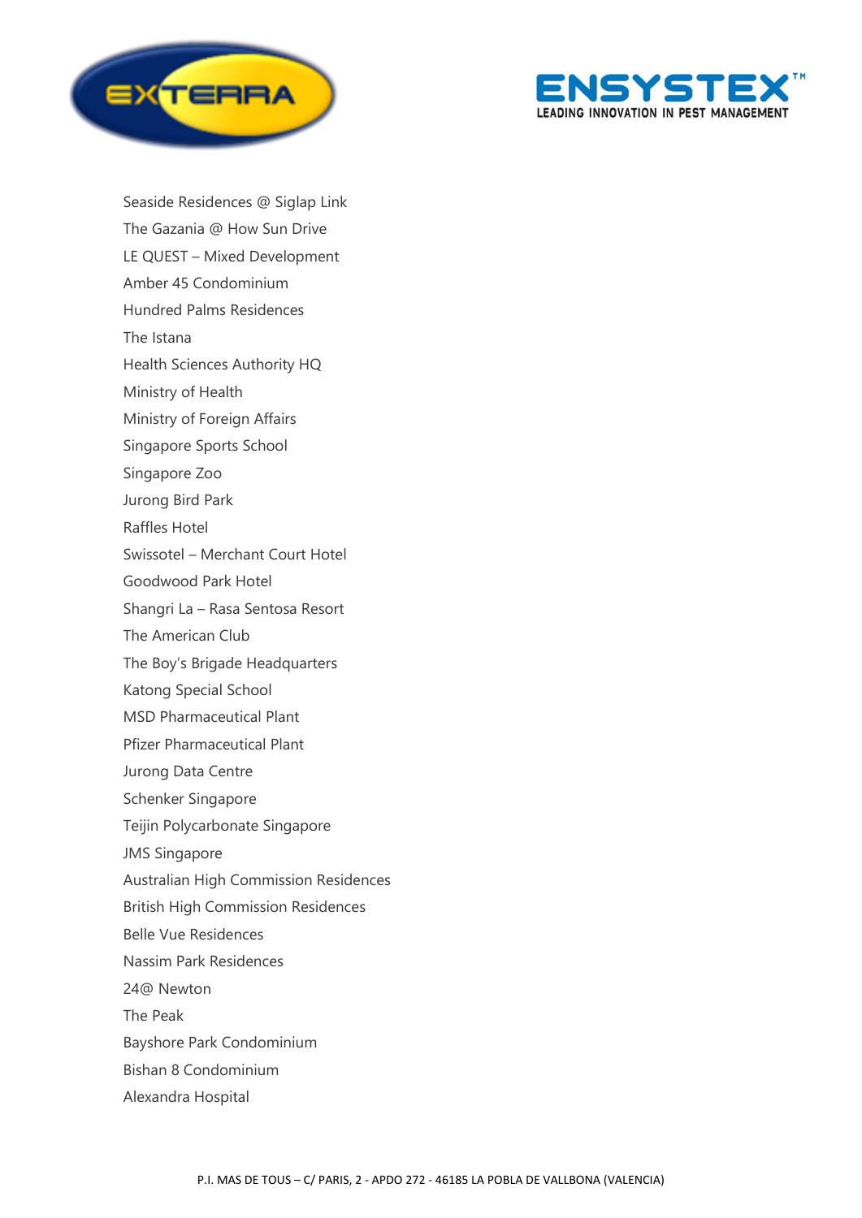Seaside Residences @ Siglap Link

The Gazania @ How Sun Drive

LE QUEST – Mixed Development

Amber 45 Condominium

Hundred Palms Residences

The Istana

Health Sciences Authority HQ

Ministry of Health

Ministry of Foreign Affairs

Singapore Sports School

Singapore Zoo

Jurong Bird Park

Raffles Hotel

Swissotel – Merchant Court Hotel

Goodwood Park Hotel

Shangri La – Rasa Sentosa Resort

The American Club

The Boy's Brigade Headquarters

Katong Special School

MSD Pharmaceutical Plant

Pfizer Pharmaceutical Plant

Jurong Data Centre

Schenker Singapore

Teijin Polycarbonate Singapore

JMS Singapore

Australian High Commission Residences

British High Commission Residences

Belle Vue Residences

Nassim Park Residences

24@ Newton

The Peak

Bayshore Park Condominium

Bishan 8 Condominium

Alexandra Hospital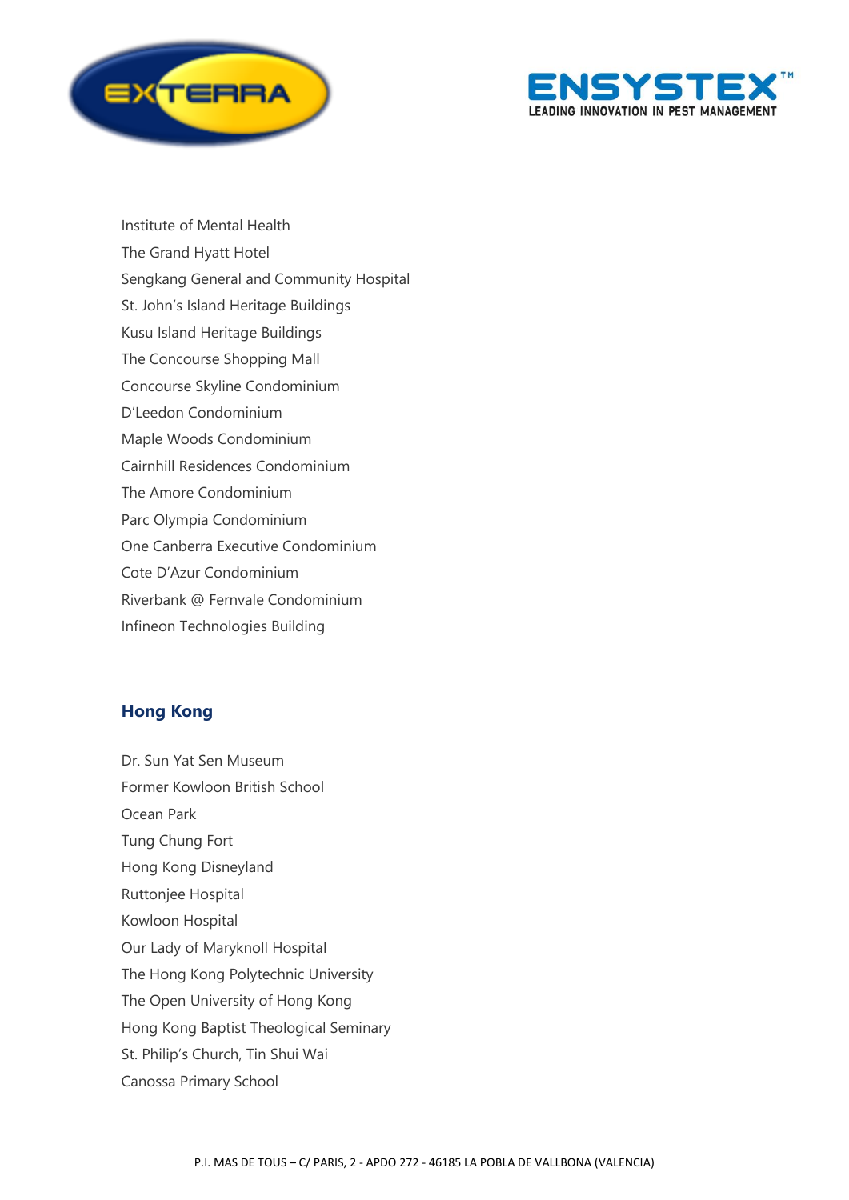Institute of Mental Health

The Grand Hyatt Hotel

Sengkang General and Community Hospital

St. John's Island Heritage Buildings

Kusu Island Heritage Buildings

The Concourse Shopping Mall

Concourse Skyline Condominium

D'Leedon Condominium

Maple Woods Condominium

Cairnhill Residences Condominium

The Amore Condominium

Parc Olympia Condominium

One Canberra Executive Condominium

Cote D'Azur Condominium

Riverbank @ Fernvale Condominium

Infineon Technologies Building

## Hong Kong

Dr. Sun Yat Sen Museum

Former Kowloon British School

Ocean Park

Tung Chung Fort

Hong Kong Disneyland

Ruttonjee Hospital

Kowloon Hospital

Our Lady of Maryknoll Hospital

The Hong Kong Polytechnic University

The Open University of Hong Kong

Hong Kong Baptist Theological Seminary

St. Philip's Church, Tin Shui Wai

Canossa Primary School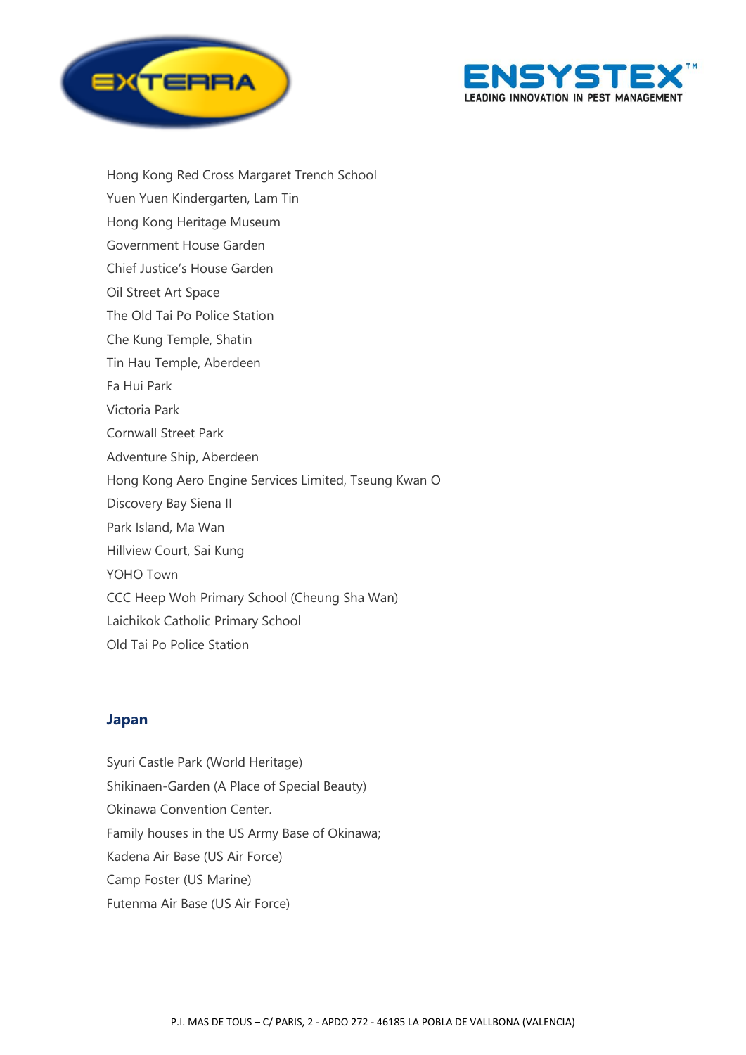Hong Kong Red Cross Margaret Trench School

Yuen Yuen Kindergarten, Lam Tin

Hong Kong Heritage Museum

Government House Garden

Chief Justice's House Garden

Oil Street Art Space

The Old Tai Po Police Station

Che Kung Temple, Shatin

Tin Hau Temple, Aberdeen

Fa Hui Park

Victoria Park

Cornwall Street Park

Adventure Ship, Aberdeen

Hong Kong Aero Engine Services Limited, Tseung Kwan O

Discovery Bay Siena II

Park Island, Ma Wan

Hillview Court, Sai Kung

YOHO Town

CCC Heep Woh Primary School (Cheung Sha Wan)

Laichikok Catholic Primary School

Old Tai Po Police Station

## Japan

Syuri Castle Park (World Heritage)

Shikinaen-Garden (A Place of Special Beauty)

Okinawa Convention Center.

Family houses in the US Army Base of Okinawa;

Kadena Air Base (US Air Force)

Camp Foster (US Marine)

Futenma Air Base (US Air Force)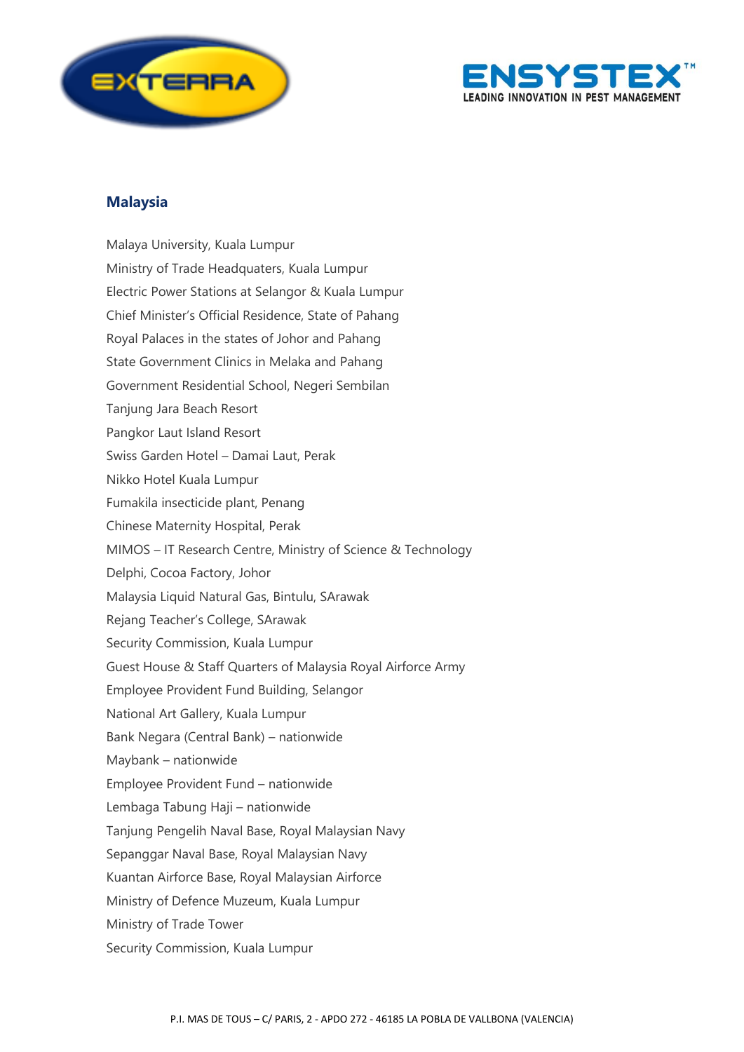## Malaysia

Malaya University, Kuala Lumpur
Ministry of Trade Headquaters, Kuala Lumpur
Electric Power Stations at Selangor & Kuala Lumpur
Chief Minister's Official Residence, State of Pahang
Royal Palaces in the states of Johor and Pahang
State Government Clinics in Melaka and Pahang
Government Residential School, Negeri Sembilan
Tanjung Jara Beach Resort
Pangkor Laut Island Resort
Swiss Garden Hotel – Damai Laut, Perak
Nikko Hotel Kuala Lumpur
Fumakila insecticide plant, Penang
Chinese Maternity Hospital, Perak
MIMOS – IT Research Centre, Ministry of Science & Technology
Delphi, Cocoa Factory, Johor
Malaysia Liquid Natural Gas, Bintulu, SArawak
Rejang Teacher's College, SArawak
Security Commission, Kuala Lumpur
Guest House & Staff Quarters of Malaysia Royal Airforce Army
Employee Provident Fund Building, Selangor
National Art Gallery, Kuala Lumpur
Bank Negara (Central Bank) – nationwide
Maybank – nationwide
Employee Provident Fund – nationwide
Lembaga Tabung Haji – nationwide
Tanjung Pengelih Naval Base, Royal Malaysian Navy
Sepanggar Naval Base, Royal Malaysian Navy
Kuantan Airforce Base, Royal Malaysian Airforce
Ministry of Defence Muzeum, Kuala Lumpur
Ministry of Trade Tower
Security Commission, Kuala Lumpur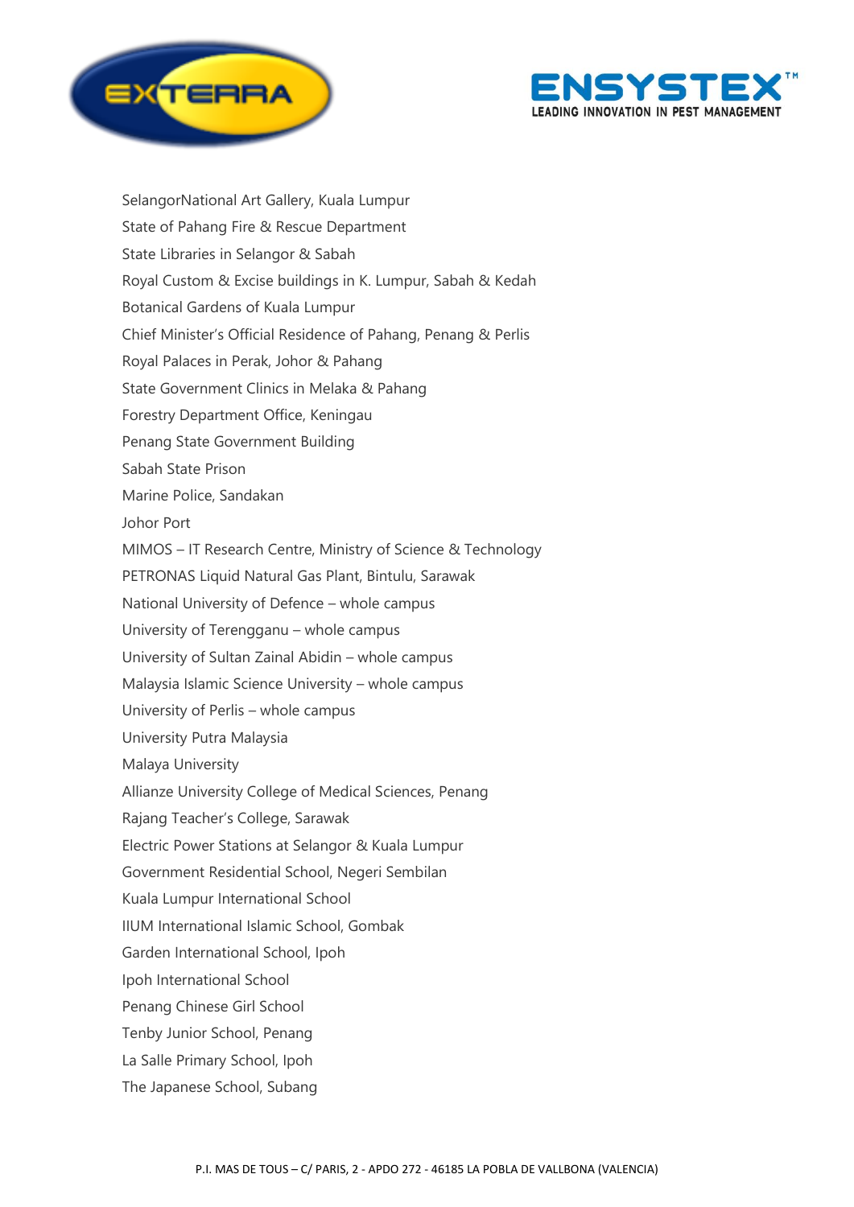SelangorNational Art Gallery, Kuala Lumpur

State of Pahang Fire & Rescue Department

State Libraries in Selangor & Sabah

Royal Custom & Excise buildings in K. Lumpur, Sabah & Kedah

Botanical Gardens of Kuala Lumpur

Chief Minister's Official Residence of Pahang, Penang & Perlis

Royal Palaces in Perak, Johor & Pahang

State Government Clinics in Melaka & Pahang

Forestry Department Office, Keningau

Penang State Government Building

Sabah State Prison

Marine Police, Sandakan

Johor Port

MIMOS – IT Research Centre, Ministry of Science & Technology

PETRONAS Liquid Natural Gas Plant, Bintulu, Sarawak

National University of Defence – whole campus

University of Terengganu – whole campus

University of Sultan Zainal Abidin – whole campus

Malaysia Islamic Science University – whole campus

University of Perlis – whole campus

University Putra Malaysia

Malaya University

Allianze University College of Medical Sciences, Penang

Rajang Teacher's College, Sarawak

Electric Power Stations at Selangor & Kuala Lumpur

Government Residential School, Negeri Sembilan

Kuala Lumpur International School

IIUM International Islamic School, Gombak

Garden International School, Ipoh

Ipoh International School

Penang Chinese Girl School

Tenby Junior School, Penang

La Salle Primary School, Ipoh

The Japanese School, Subang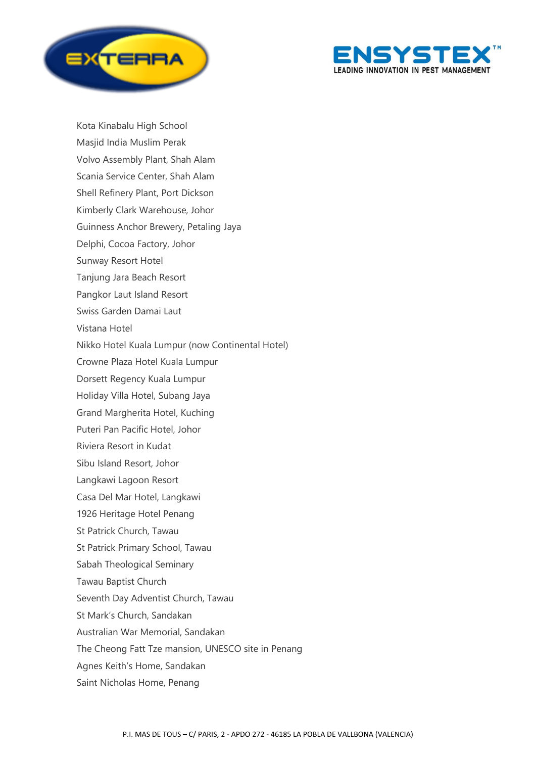Kota Kinabalu High School
Masjid India Muslim Perak
Volvo Assembly Plant, Shah Alam
Scania Service Center, Shah Alam
Shell Refinery Plant, Port Dickson
Kimberly Clark Warehouse, Johor
Guinness Anchor Brewery, Petaling Jaya
Delphi, Cocoa Factory, Johor
Sunway Resort Hotel
Tanjung Jara Beach Resort
Pangkor Laut Island Resort
Swiss Garden Damai Laut
Vistana Hotel
Nikko Hotel Kuala Lumpur (now Continental Hotel)
Crowne Plaza Hotel Kuala Lumpur
Dorsett Regency Kuala Lumpur
Holiday Villa Hotel, Subang Jaya
Grand Margherita Hotel, Kuching
Puteri Pan Pacific Hotel, Johor
Riviera Resort in Kudat
Sibu Island Resort, Johor
Langkawi Lagoon Resort
Casa Del Mar Hotel, Langkawi
1926 Heritage Hotel Penang
St Patrick Church, Tawau
St Patrick Primary School, Tawau
Sabah Theological Seminary
Tawau Baptist Church
Seventh Day Adventist Church, Tawau
St Mark's Church, Sandakan
Australian War Memorial, Sandakan
The Cheong Fatt Tze mansion, UNESCO site in Penang
Agnes Keith's Home, Sandakan
Saint Nicholas Home, Penang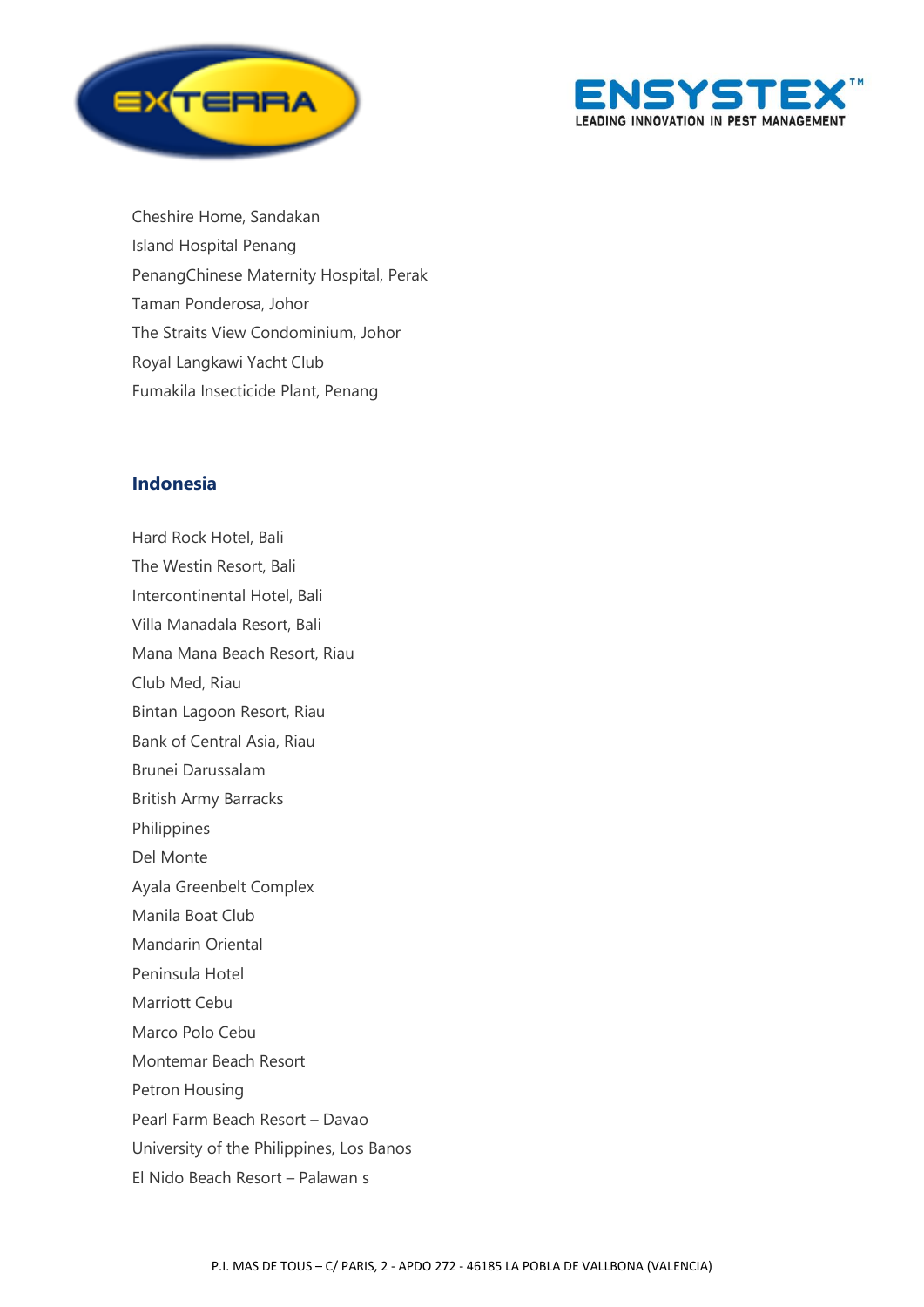Cheshire Home, Sandakan

Island Hospital Penang

PenangChinese Maternity Hospital, Perak

Taman Ponderosa, Johor

The Straits View Condominium, Johor

Royal Langkawi Yacht Club

Fumakila Insecticide Plant, Penang

## Indonesia

Hard Rock Hotel, Bali

The Westin Resort, Bali

Intercontinental Hotel, Bali

Villa Manadala Resort, Bali

Mana Mana Beach Resort, Riau

Club Med, Riau

Bintan Lagoon Resort, Riau

Bank of Central Asia, Riau

Brunei Darussalam

British Army Barracks

Philippines

Del Monte

Ayala Greenbelt Complex

Manila Boat Club

Mandarin Oriental

Peninsula Hotel

Marriott Cebu

Marco Polo Cebu

Montemar Beach Resort

Petron Housing

Pearl Farm Beach Resort – Davao

University of the Philippines, Los Banos

El Nido Beach Resort – Palawan s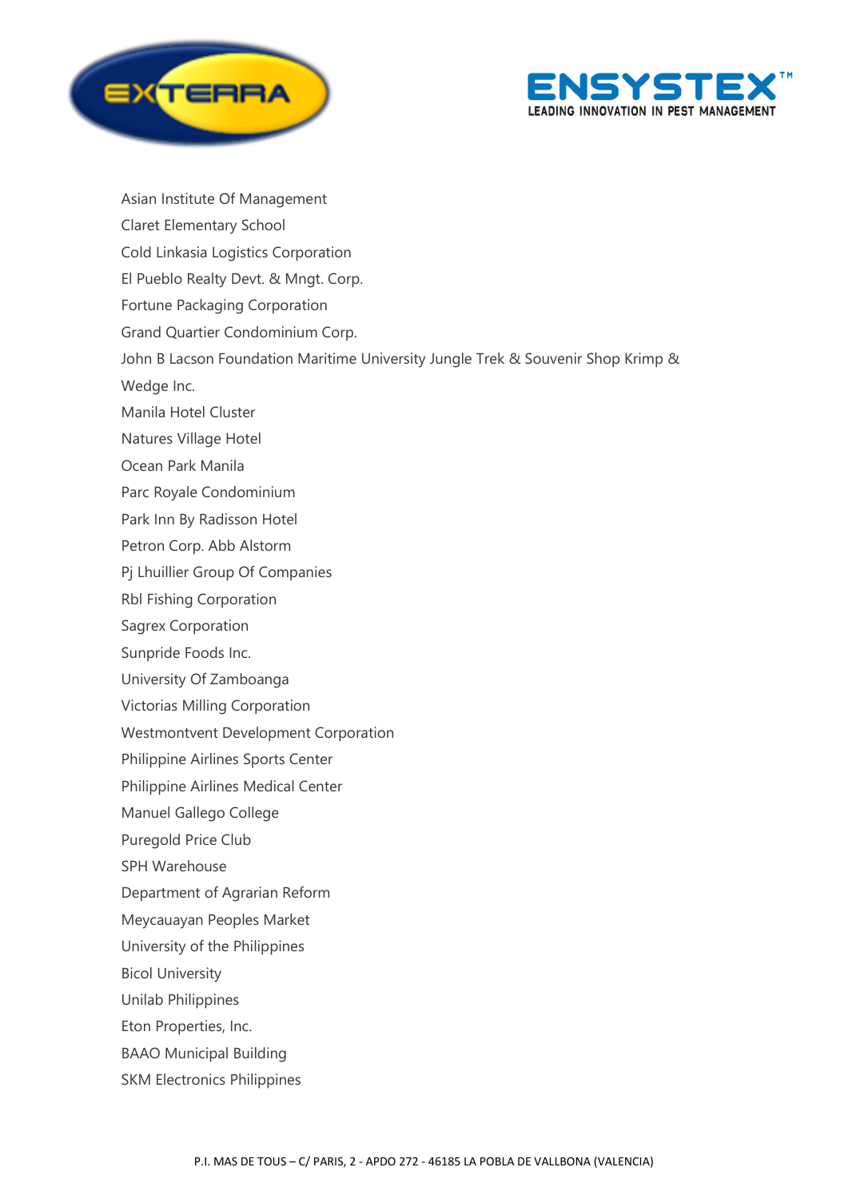Asian Institute Of Management

Claret Elementary School

Cold Linkasia Logistics Corporation

El Pueblo Realty Devt. & Mngt. Corp.

Fortune Packaging Corporation

Grand Quartier Condominium Corp.

John B Lacson Foundation Maritime University Jungle Trek & Souvenir Shop Krimp & Wedge Inc.

Manila Hotel Cluster

Natures Village Hotel

Ocean Park Manila

Parc Royale Condominium

Park Inn By Radisson Hotel

Petron Corp. Abb Alstorm

Pj Lhuillier Group Of Companies

Rbl Fishing Corporation

Sagrex Corporation

Sunpride Foods Inc.

University Of Zamboanga

Victorias Milling Corporation

Westmontvent Development Corporation

Philippine Airlines Sports Center

Philippine Airlines Medical Center

Manuel Gallego College

Puregold Price Club

SPH Warehouse

Department of Agrarian Reform

Meycauayan Peoples Market

University of the Philippines

Bicol University

Unilab Philippines

Eton Properties, Inc.

BAAO Municipal Building

SKM Electronics Philippines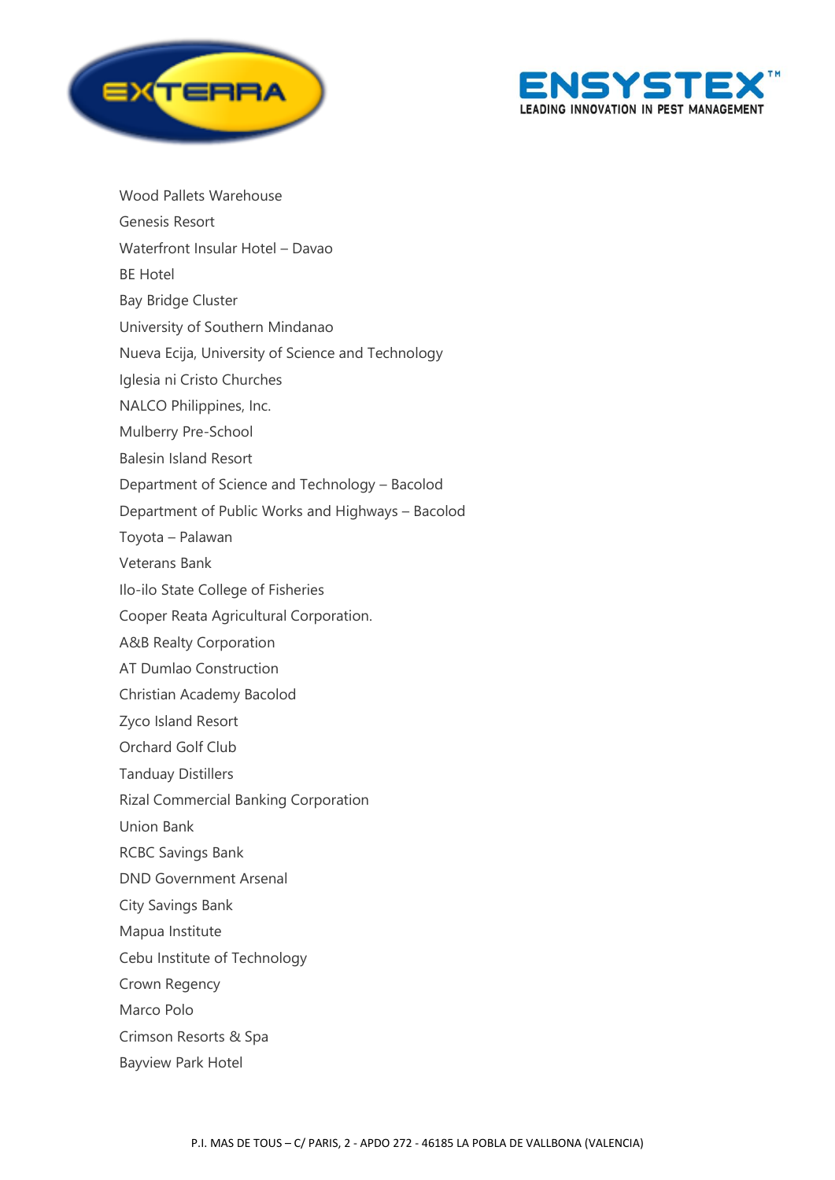Wood Pallets Warehouse

Genesis Resort

Waterfront Insular Hotel – Davao

BE Hotel

Bay Bridge Cluster

University of Southern Mindanao

Nueva Ecija, University of Science and Technology

Iglesia ni Cristo Churches

NALCO Philippines, Inc.

Mulberry Pre-School

Balesin Island Resort

Department of Science and Technology – Bacolod

Department of Public Works and Highways – Bacolod

Toyota – Palawan

Veterans Bank

Ilo-ilo State College of Fisheries

Cooper Reata Agricultural Corporation.

A&B Realty Corporation

AT Dumlao Construction

Christian Academy Bacolod

Zyco Island Resort

Orchard Golf Club

Tanduay Distillers

Rizal Commercial Banking Corporation

Union Bank

RCBC Savings Bank

DND Government Arsenal

City Savings Bank

Mapua Institute

Cebu Institute of Technology

Crown Regency

Marco Polo

Crimson Resorts & Spa

Bayview Park Hotel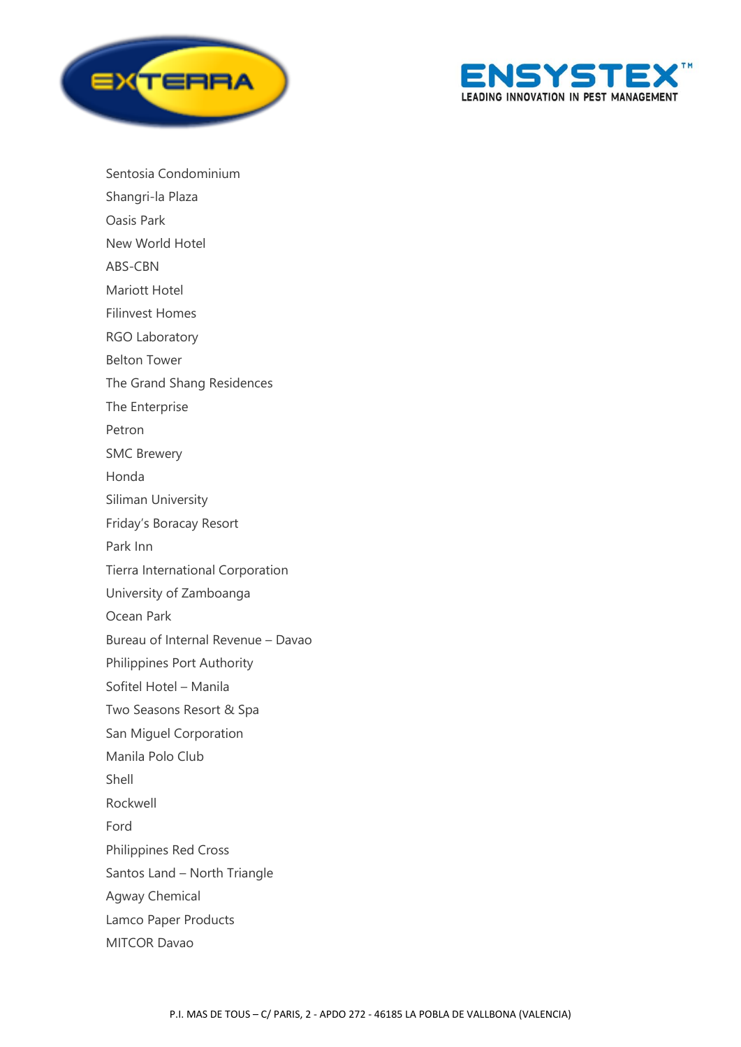Sentosia Condominium

Shangri-la Plaza

Oasis Park

New World Hotel

ABS-CBN

Mariott Hotel

Filinvest Homes

RGO Laboratory

Belton Tower

The Grand Shang Residences

The Enterprise

Petron

SMC Brewery

Honda

Siliman University

Friday's Boracay Resort

Park Inn

Tierra International Corporation

University of Zamboanga

Ocean Park

Bureau of Internal Revenue – Davao

Philippines Port Authority

Sofitel Hotel – Manila

Two Seasons Resort & Spa

San Miguel Corporation

Manila Polo Club

Shell

Rockwell

Ford

Philippines Red Cross

Santos Land – North Triangle

Agway Chemical

Lamco Paper Products

MITCOR Davao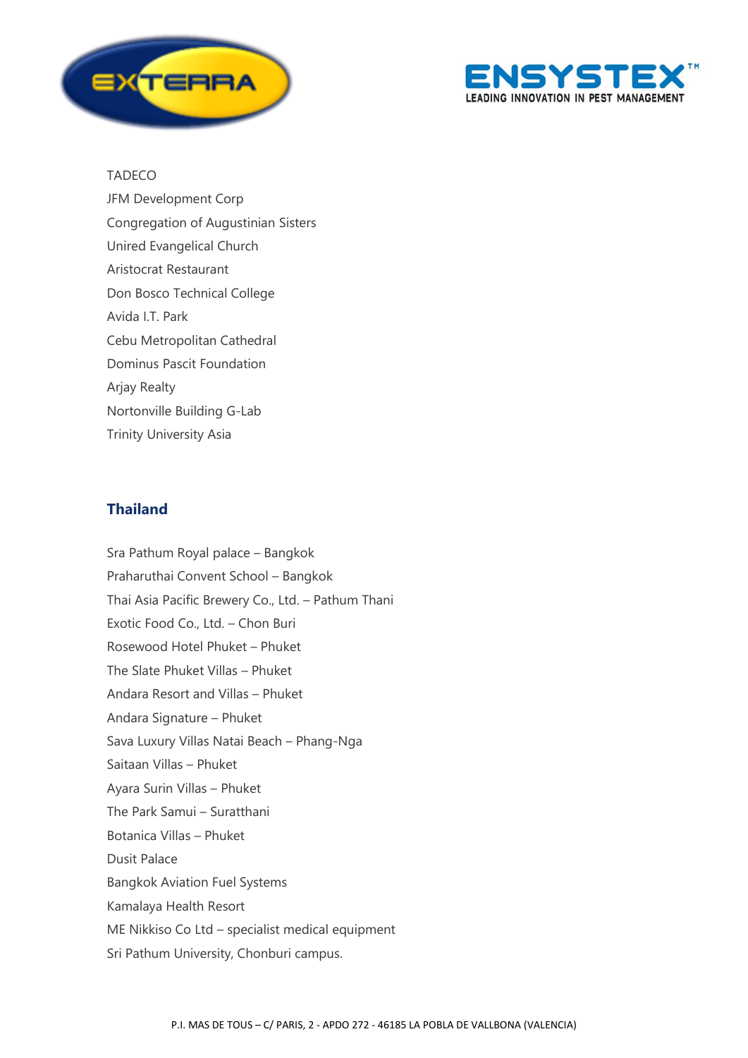TADECO
JFM Development Corp
Congregation of Augustinian Sisters
Unired Evangelical Church
Aristocrat Restaurant
Don Bosco Technical College
Avida I.T. Park
Cebu Metropolitan Cathedral
Dominus Pascit Foundation
Arjay Realty
Nortonville Building G-Lab
Trinity University Asia

## Thailand

Sra Pathum Royal palace – Bangkok
Praharuthai Convent School – Bangkok
Thai Asia Pacific Brewery Co., Ltd. – Pathum Thani
Exotic Food Co., Ltd. – Chon Buri
Rosewood Hotel Phuket – Phuket
The Slate Phuket Villas – Phuket
Andara Resort and Villas – Phuket
Andara Signature – Phuket
Sava Luxury Villas Natai Beach – Phang-Nga
Saitaan Villas – Phuket
Ayara Surin Villas – Phuket
The Park Samui – Suratthani
Botanica Villas – Phuket
Dusit Palace
Bangkok Aviation Fuel Systems
Kamalaya Health Resort
ME Nikkiso Co Ltd – specialist medical equipment
Sri Pathum University, Chonburi campus.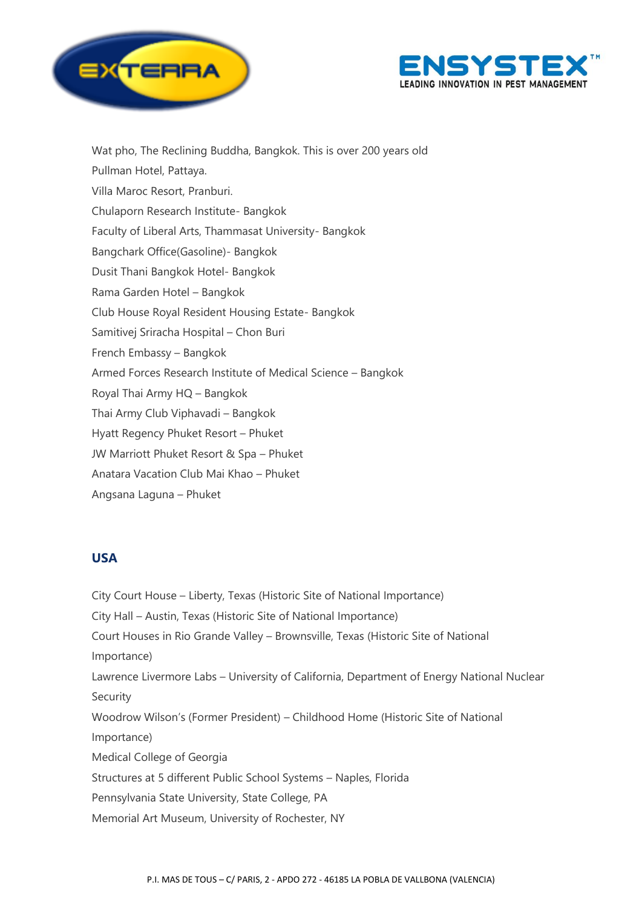Wat pho, The Reclining Buddha, Bangkok. This is over 200 years old

Pullman Hotel, Pattaya.

Villa Maroc Resort, Pranburi.

Chulaporn Research Institute- Bangkok

Faculty of Liberal Arts, Thammasat University- Bangkok

Bangchark Office(Gasoline)- Bangkok

Dusit Thani Bangkok Hotel- Bangkok

Rama Garden Hotel – Bangkok

Club House Royal Resident Housing Estate- Bangkok

Samitivej Sriracha Hospital – Chon Buri

French Embassy – Bangkok

Armed Forces Research Institute of Medical Science – Bangkok

Royal Thai Army HQ – Bangkok

Thai Army Club Viphavadi – Bangkok

Hyatt Regency Phuket Resort – Phuket

JW Marriott Phuket Resort & Spa – Phuket

Anatara Vacation Club Mai Khao – Phuket

Angsana Laguna – Phuket

## USA

City Court House – Liberty, Texas (Historic Site of National Importance)

City Hall – Austin, Texas (Historic Site of National Importance)

Court Houses in Rio Grande Valley – Brownsville, Texas (Historic Site of National Importance)

Lawrence Livermore Labs – University of California, Department of Energy National Nuclear Security

Woodrow Wilson's (Former President) – Childhood Home (Historic Site of National Importance)

Medical College of Georgia

Structures at 5 different Public School Systems – Naples, Florida

Pennsylvania State University, State College, PA

Memorial Art Museum, University of Rochester, NY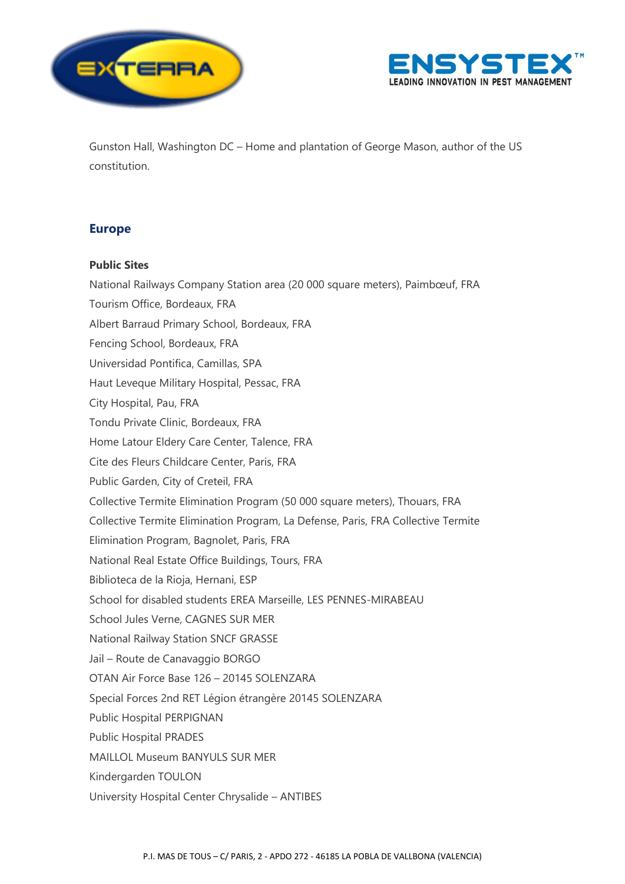Gunston Hall, Washington DC – Home and plantation of George Mason, author of the US constitution.

## Europe

**Public Sites**

National Railways Company Station area (20 000 square meters), Paimbœuf, FRA
Tourism Office, Bordeaux, FRA
Albert Barraud Primary School, Bordeaux, FRA
Fencing School, Bordeaux, FRA
Universidad Pontifica, Camillas, SPA
Haut Leveque Military Hospital, Pessac, FRA
City Hospital, Pau, FRA
Tondu Private Clinic, Bordeaux, FRA
Home Latour Eldery Care Center, Talence, FRA
Cite des Fleurs Childcare Center, Paris, FRA
Public Garden, City of Creteil, FRA
Collective Termite Elimination Program (50 000 square meters), Thouars, FRA
Collective Termite Elimination Program, La Defense, Paris, FRA Collective Termite Elimination Program, Bagnolet, Paris, FRA
National Real Estate Office Buildings, Tours, FRA
Biblioteca de la Rioja, Hernani, ESP
School for disabled students EREA Marseille, LES PENNES-MIRABEAU
School Jules Verne, CAGNES SUR MER
National Railway Station SNCF GRASSE
Jail – Route de Canavaggio BORGO
OTAN Air Force Base 126 – 20145 SOLENZARA
Special Forces 2nd RET Légion étrangère 20145 SOLENZARA
Public Hospital PERPIGNAN
Public Hospital PRADES
MAILLOL Museum BANYULS SUR MER
Kindergarden TOULON
University Hospital Center Chrysalide – ANTIBES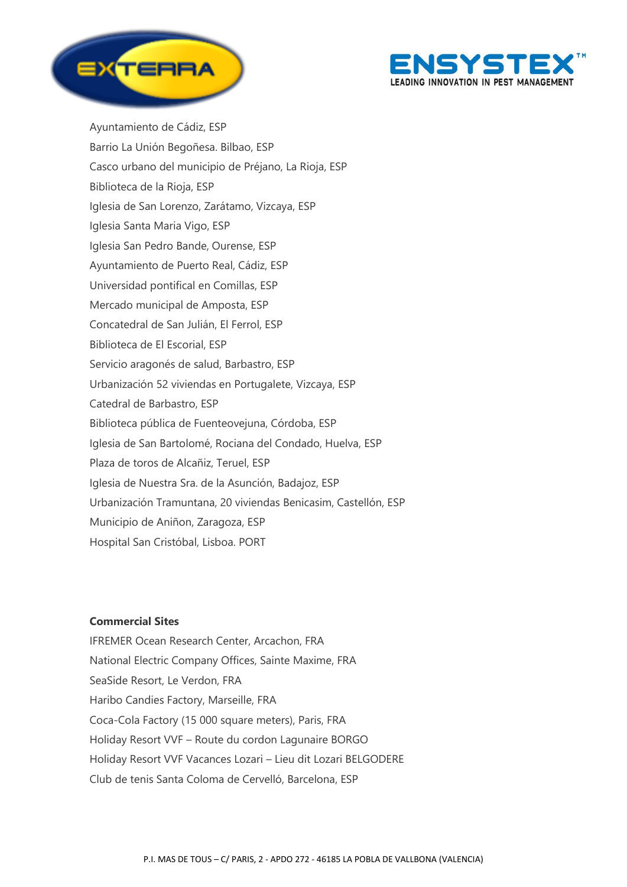Ayuntamiento de Cádiz, ESP

Barrio La Unión Begoñesa. Bilbao, ESP

Casco urbano del municipio de Préjano, La Rioja, ESP

Biblioteca de la Rioja, ESP

Iglesia de San Lorenzo, Zarátamo, Vizcaya, ESP

Iglesia Santa Maria Vigo, ESP

Iglesia San Pedro Bande, Ourense, ESP

Ayuntamiento de Puerto Real, Cádiz, ESP

Universidad pontifical en Comillas, ESP

Mercado municipal de Amposta, ESP

Concatedral de San Julián, El Ferrol, ESP

Biblioteca de El Escorial, ESP

Servicio aragonés de salud, Barbastro, ESP

Urbanización 52 viviendas en Portugalete, Vizcaya, ESP

Catedral de Barbastro, ESP

Biblioteca pública de Fuenteovejuna, Córdoba, ESP

Iglesia de San Bartolomé, Rociana del Condado, Huelva, ESP

Plaza de toros de Alcañiz, Teruel, ESP

Iglesia de Nuestra Sra. de la Asunción, Badajoz, ESP

Urbanización Tramuntana, 20 viviendas Benicasim, Castellón, ESP

Municipio de Aniñon, Zaragoza, ESP

Hospital San Cristóbal, Lisboa. PORT

**Commercial Sites**

IFREMER Ocean Research Center, Arcachon, FRA

National Electric Company Offices, Sainte Maxime, FRA

SeaSide Resort, Le Verdon, FRA

Haribo Candies Factory, Marseille, FRA

Coca-Cola Factory (15 000 square meters), Paris, FRA

Holiday Resort VVF – Route du cordon Lagunaire BORGO

Holiday Resort VVF Vacances Lozari – Lieu dit Lozari BELGODERE

Club de tenis Santa Coloma de Cervelló, Barcelona, ESP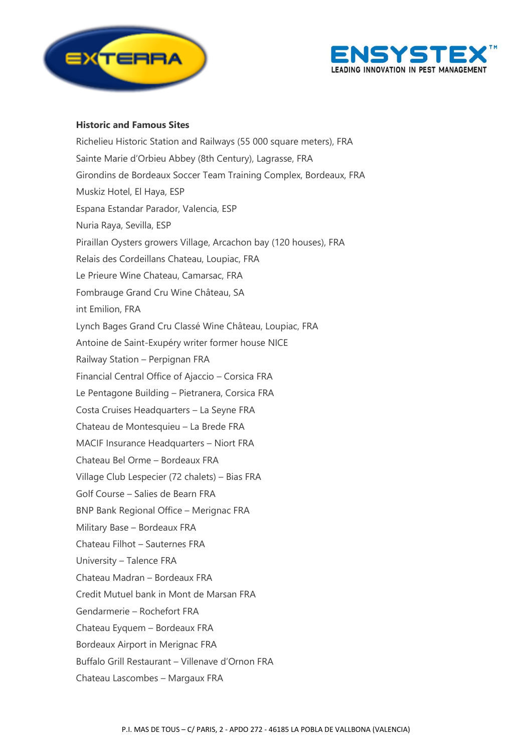**Historic and Famous Sites**

Richelieu Historic Station and Railways (55 000 square meters), FRA

Sainte Marie d'Orbieu Abbey (8th Century), Lagrasse, FRA

Girondins de Bordeaux Soccer Team Training Complex, Bordeaux, FRA

Muskiz Hotel, El Haya, ESP

Espana Estandar Parador, Valencia, ESP

Nuria Raya, Sevilla, ESP

Piraillan Oysters growers Village, Arcachon bay (120 houses), FRA

Relais des Cordeillans Chateau, Loupiac, FRA

Le Prieure Wine Chateau, Camarsac, FRA

Fombrauge Grand Cru Wine Château, SA

int Emilion, FRA

Lynch Bages Grand Cru Classé Wine Château, Loupiac, FRA

Antoine de Saint-Exupéry writer former house NICE

Railway Station – Perpignan FRA

Financial Central Office of Ajaccio – Corsica FRA

Le Pentagone Building – Pietranera, Corsica FRA

Costa Cruises Headquarters – La Seyne FRA

Chateau de Montesquieu – La Brede FRA

MACIF Insurance Headquarters – Niort FRA

Chateau Bel Orme – Bordeaux FRA

Village Club Lespecier (72 chalets) – Bias FRA

Golf Course – Salies de Bearn FRA

BNP Bank Regional Office – Merignac FRA

Military Base – Bordeaux FRA

Chateau Filhot – Sauternes FRA

University – Talence FRA

Chateau Madran – Bordeaux FRA

Credit Mutuel bank in Mont de Marsan FRA

Gendarmerie – Rochefort FRA

Chateau Eyquem – Bordeaux FRA

Bordeaux Airport in Merignac FRA

Buffalo Grill Restaurant – Villenave d'Ornon FRA

Chateau Lascombes – Margaux FRA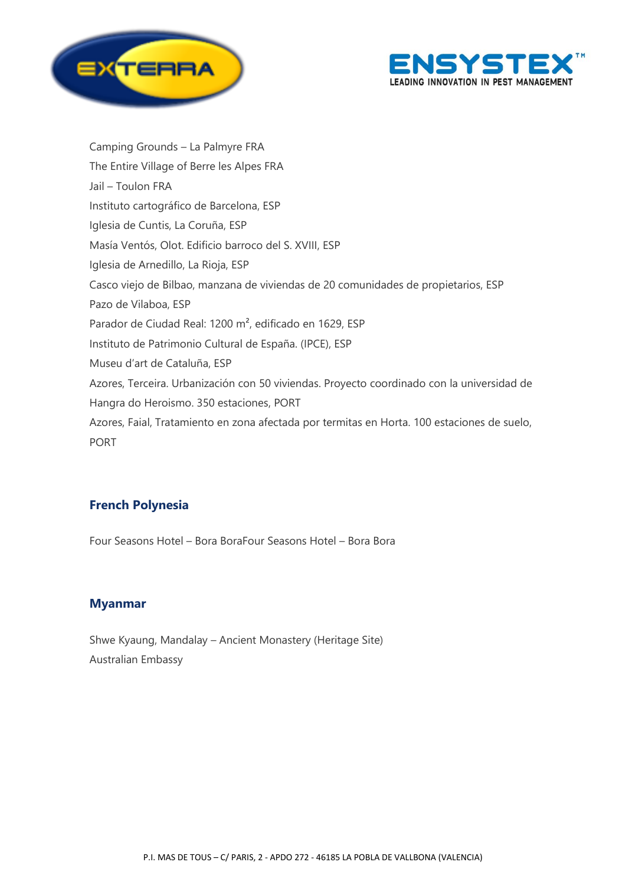Camping Grounds – La Palmyre FRA

The Entire Village of Berre les Alpes FRA

Jail – Toulon FRA

Instituto cartográfico de Barcelona, ESP

Iglesia de Cuntis, La Coruña, ESP

Masía Ventós, Olot. Edificio barroco del S. XVIII, ESP

Iglesia de Arnedillo, La Rioja, ESP

Casco viejo de Bilbao, manzana de viviendas de 20 comunidades de propietarios, ESP

Pazo de Vilaboa, ESP

Parador de Ciudad Real: 1200 m², edificado en 1629, ESP

Instituto de Patrimonio Cultural de España. (IPCE), ESP

Museu d'art de Cataluña, ESP

Azores, Terceira. Urbanización con 50 viviendas. Proyecto coordinado con la universidad de Hangra do Heroismo. 350 estaciones, PORT

Azores, Faial, Tratamiento en zona afectada por termitas en Horta. 100 estaciones de suelo, PORT

## French Polynesia

Four Seasons Hotel – Bora BoraFour Seasons Hotel – Bora Bora

## Myanmar

Shwe Kyaung, Mandalay – Ancient Monastery (Heritage Site)

Australian Embassy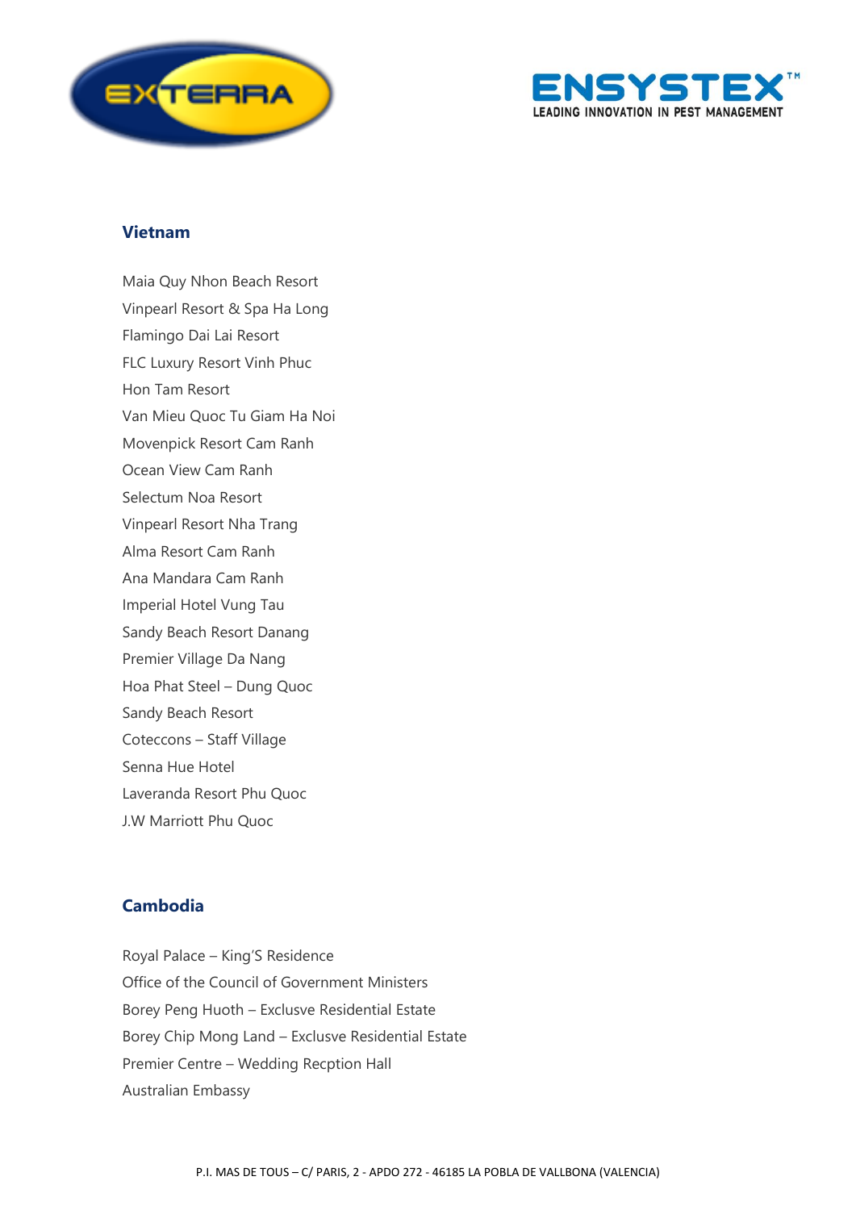## Vietnam

Maia Quy Nhon Beach Resort
Vinpearl Resort & Spa Ha Long
Flamingo Dai Lai Resort
FLC Luxury Resort Vinh Phuc
Hon Tam Resort
Van Mieu Quoc Tu Giam Ha Noi
Movenpick Resort Cam Ranh
Ocean View Cam Ranh
Selectum Noa Resort
Vinpearl Resort Nha Trang
Alma Resort Cam Ranh
Ana Mandara Cam Ranh
Imperial Hotel Vung Tau
Sandy Beach Resort Danang
Premier Village Da Nang
Hoa Phat Steel – Dung Quoc
Sandy Beach Resort
Coteccons – Staff Village
Senna Hue Hotel
Laveranda Resort Phu Quoc
J.W Marriott Phu Quoc

## Cambodia

Royal Palace – King'S Residence
Office of the Council of Government Ministers
Borey Peng Huoth – Exclusve Residential Estate
Borey Chip Mong Land – Exclusve Residential Estate
Premier Centre – Wedding Recption Hall
Australian Embassy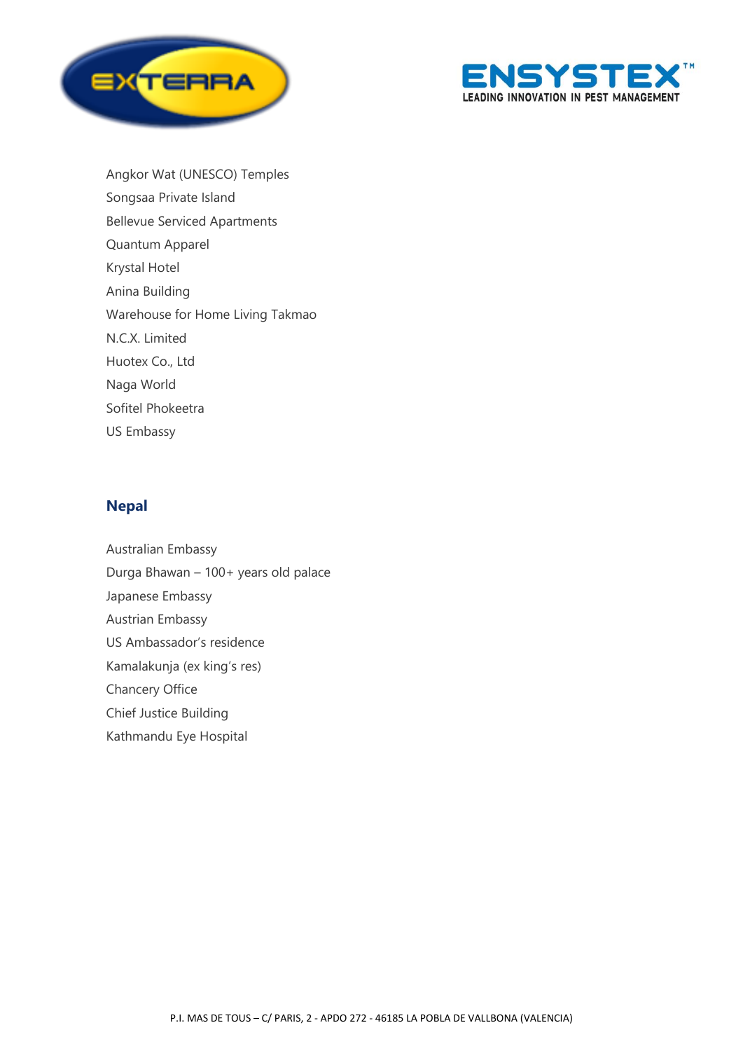Angkor Wat (UNESCO) Temples
Songsaa Private Island
Bellevue Serviced Apartments
Quantum Apparel
Krystal Hotel
Anina Building
Warehouse for Home Living Takmao
N.C.X. Limited
Huotex Co., Ltd
Naga World
Sofitel Phokeetra
US Embassy

## Nepal

Australian Embassy
Durga Bhawan – 100+ years old palace
Japanese Embassy
Austrian Embassy
US Ambassador's residence
Kamalakunja (ex king's res)
Chancery Office
Chief Justice Building
Kathmandu Eye Hospital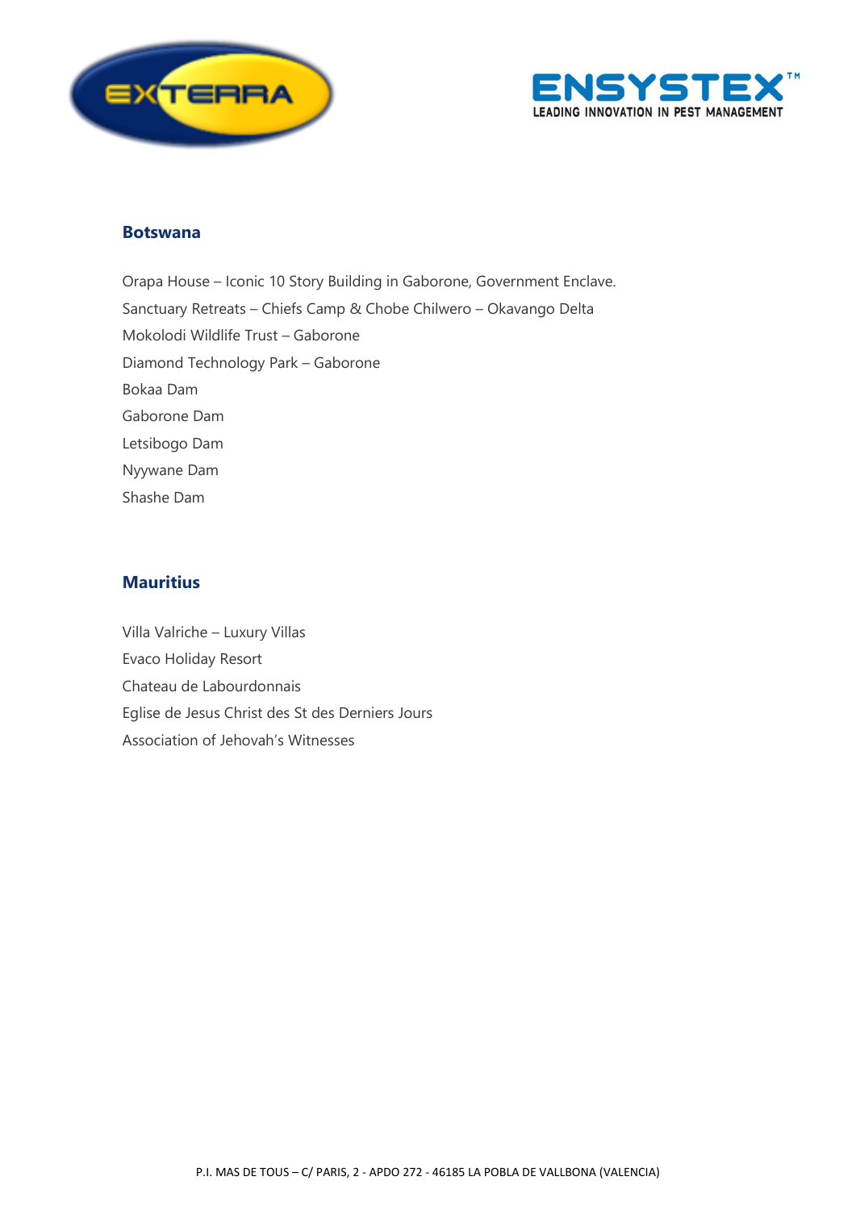## Botswana

Orapa House – Iconic 10 Story Building in Gaborone, Government Enclave.

Sanctuary Retreats – Chiefs Camp & Chobe Chilwero – Okavango Delta

Mokolodi Wildlife Trust – Gaborone

Diamond Technology Park – Gaborone

Bokaa Dam

Gaborone Dam

Letsibogo Dam

Nyywane Dam

Shashe Dam

## Mauritius

Villa Valriche – Luxury Villas

Evaco Holiday Resort

Chateau de Labourdonnais

Eglise de Jesus Christ des St des Derniers Jours

Association of Jehovah's Witnesses